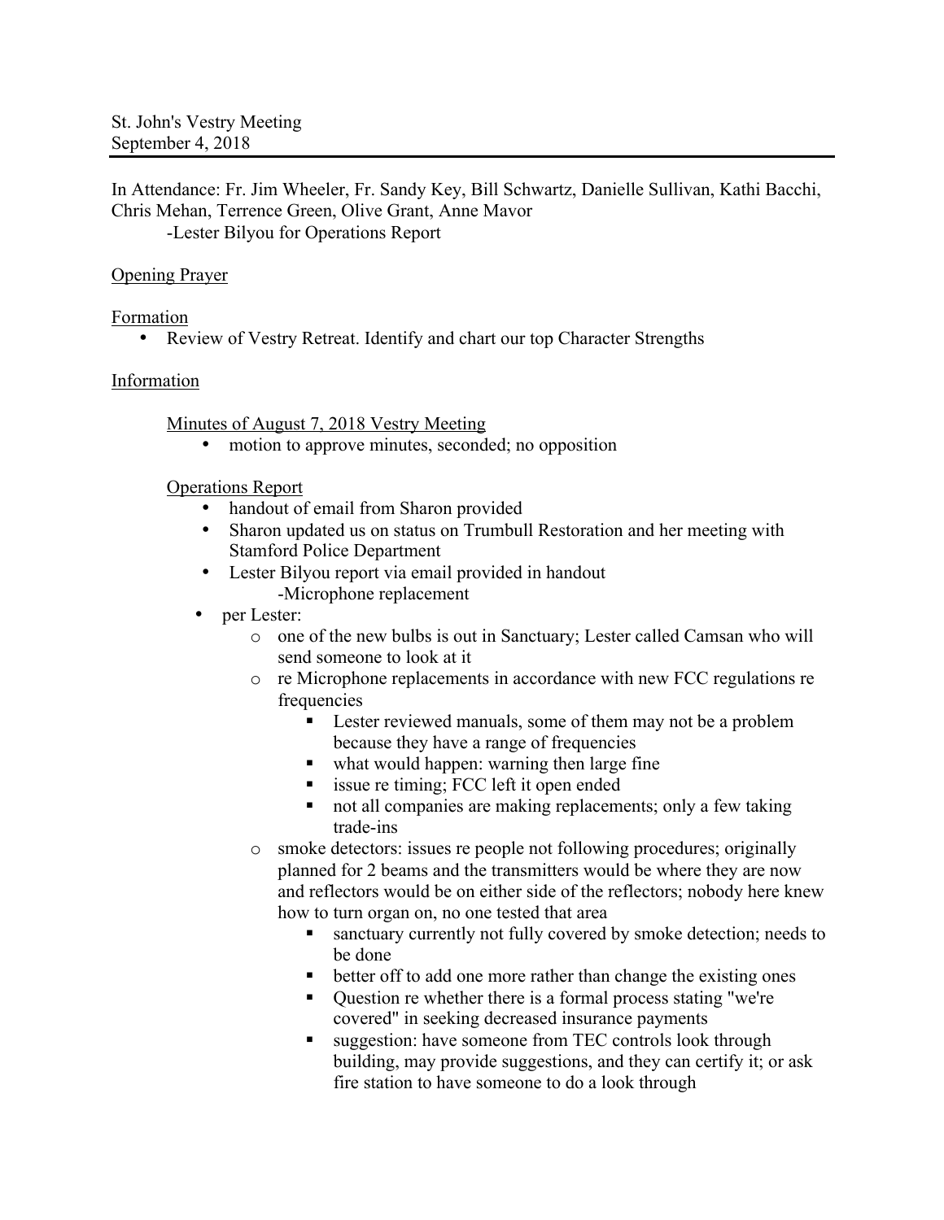St. John's Vestry Meeting
September 4, 2018

In Attendance: Fr. Jim Wheeler, Fr. Sandy Key, Bill Schwartz, Danielle Sullivan, Kathi Bacchi, Chris Mehan, Terrence Green, Olive Grant, Anne Mavor

-Lester Bilyou for Operations Report

<u>Opening Prayer</u>

<u>Formation</u>

- Review of Vestry Retreat. Identify and chart our top Character Strengths

<u>Information</u>

<u>Minutes of August 7, 2018 Vestry Meeting</u>

- motion to approve minutes, seconded; no opposition

<u>Operations Report</u>

- handout of email from Sharon provided
- Sharon updated us on status on Trumbull Restoration and her meeting with Stamford Police Department
- Lester Bilyou report via email provided in handout
  -Microphone replacement
- per Lester:
  - one of the new bulbs is out in Sanctuary; Lester called Camsan who will send someone to look at it
  - re Microphone replacements in accordance with new FCC regulations re frequencies
    - Lester reviewed manuals, some of them may not be a problem because they have a range of frequencies
    - what would happen: warning then large fine
    - issue re timing; FCC left it open ended
    - not all companies are making replacements; only a few taking trade-ins
  - smoke detectors: issues re people not following procedures; originally planned for 2 beams and the transmitters would be where they are now and reflectors would be on either side of the reflectors; nobody here knew how to turn organ on, no one tested that area
    - sanctuary currently not fully covered by smoke detection; needs to be done
    - better off to add one more rather than change the existing ones
    - Question re whether there is a formal process stating "we're covered" in seeking decreased insurance payments
    - suggestion: have someone from TEC controls look through building, may provide suggestions, and they can certify it; or ask fire station to have someone to do a look through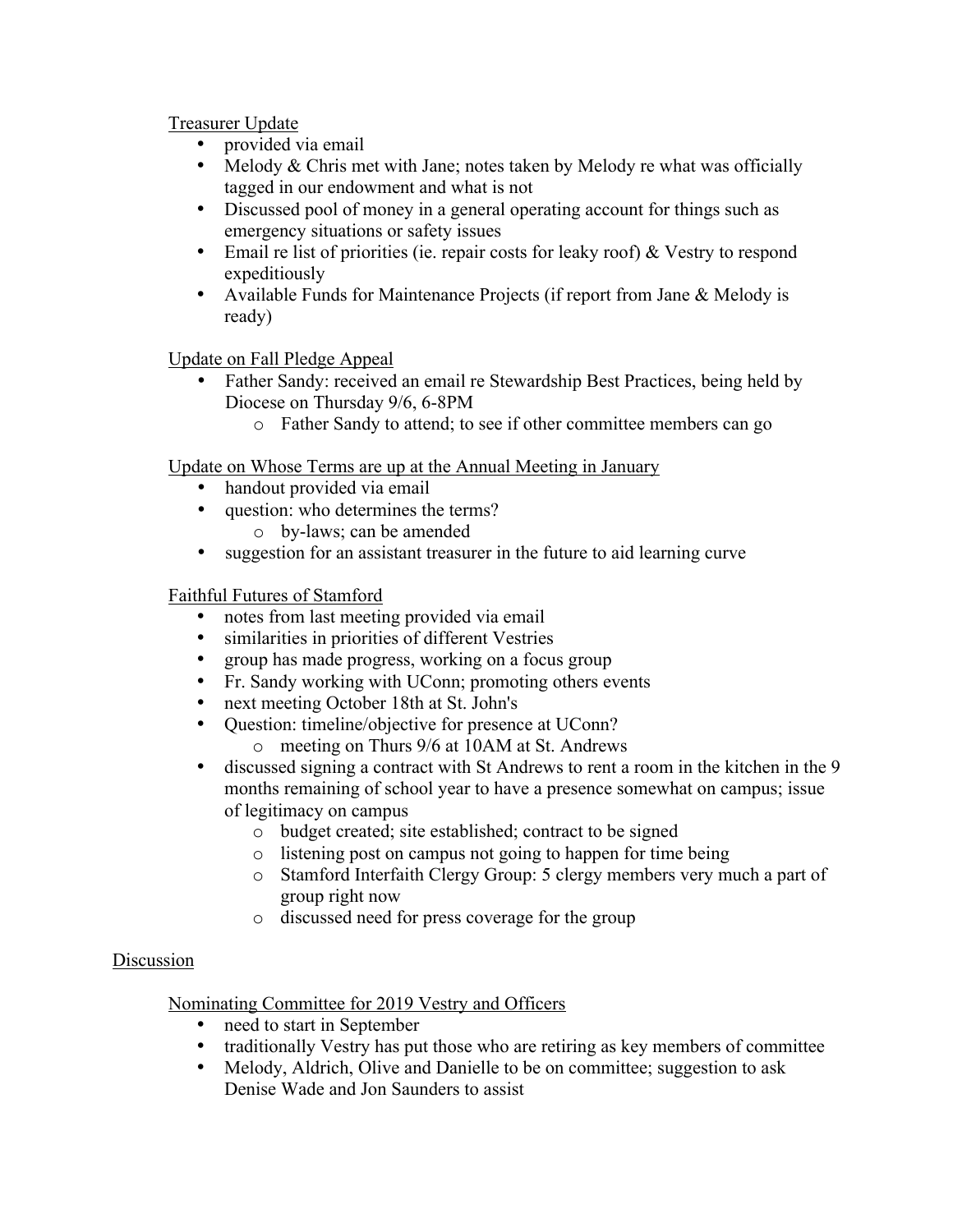Treasurer Update

- provided via email
- Melody & Chris met with Jane; notes taken by Melody re what was officially tagged in our endowment and what is not
- Discussed pool of money in a general operating account for things such as emergency situations or safety issues
- Email re list of priorities (ie. repair costs for leaky roof) & Vestry to respond expeditiously
- Available Funds for Maintenance Projects (if report from Jane & Melody is ready)

Update on Fall Pledge Appeal

- Father Sandy: received an email re Stewardship Best Practices, being held by Diocese on Thursday 9/6, 6-8PM
    - Father Sandy to attend; to see if other committee members can go

Update on Whose Terms are up at the Annual Meeting in January

- handout provided via email
- question: who determines the terms?
    - by-laws; can be amended
- suggestion for an assistant treasurer in the future to aid learning curve

Faithful Futures of Stamford

- notes from last meeting provided via email
- similarities in priorities of different Vestries
- group has made progress, working on a focus group
- Fr. Sandy working with UConn; promoting others events
- next meeting October 18th at St. John's
- Question: timeline/objective for presence at UConn?
    - meeting on Thurs 9/6 at 10AM at St. Andrews
- discussed signing a contract with St Andrews to rent a room in the kitchen in the 9 months remaining of school year to have a presence somewhat on campus; issue of legitimacy on campus
    - budget created; site established; contract to be signed
    - listening post on campus not going to happen for time being
    - Stamford Interfaith Clergy Group: 5 clergy members very much a part of group right now
    - discussed need for press coverage for the group

Discussion

Nominating Committee for 2019 Vestry and Officers

- need to start in September
- traditionally Vestry has put those who are retiring as key members of committee
- Melody, Aldrich, Olive and Danielle to be on committee; suggestion to ask Denise Wade and Jon Saunders to assist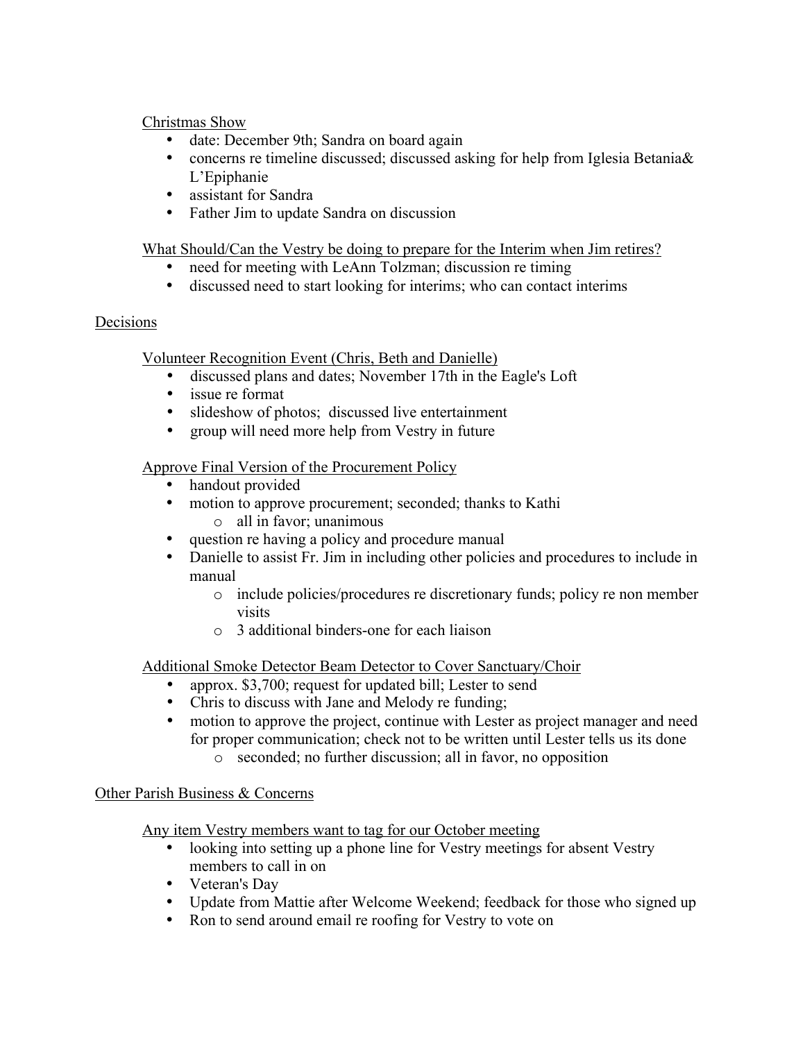Christmas Show

- date: December 9th; Sandra on board again
- concerns re timeline discussed; discussed asking for help from Iglesia Betania& L'Epiphanie
- assistant for Sandra
- Father Jim to update Sandra on discussion

What Should/Can the Vestry be doing to prepare for the Interim when Jim retires?

- need for meeting with LeAnn Tolzman; discussion re timing
- discussed need to start looking for interims; who can contact interims

## Decisions

Volunteer Recognition Event (Chris, Beth and Danielle)

- discussed plans and dates; November 17th in the Eagle's Loft
- issue re format
- slideshow of photos; discussed live entertainment
- group will need more help from Vestry in future

Approve Final Version of the Procurement Policy

- handout provided
- motion to approve procurement; seconded; thanks to Kathi
  - all in favor; unanimous
- question re having a policy and procedure manual
- Danielle to assist Fr. Jim in including other policies and procedures to include in manual
  - include policies/procedures re discretionary funds; policy re non member visits
  - 3 additional binders-one for each liaison

Additional Smoke Detector Beam Detector to Cover Sanctuary/Choir

- approx. $3,700; request for updated bill; Lester to send
- Chris to discuss with Jane and Melody re funding;
- motion to approve the project, continue with Lester as project manager and need for proper communication; check not to be written until Lester tells us its done
  - seconded; no further discussion; all in favor, no opposition

## Other Parish Business & Concerns

Any item Vestry members want to tag for our October meeting

- looking into setting up a phone line for Vestry meetings for absent Vestry members to call in on
- Veteran's Day
- Update from Mattie after Welcome Weekend; feedback for those who signed up
- Ron to send around email re roofing for Vestry to vote on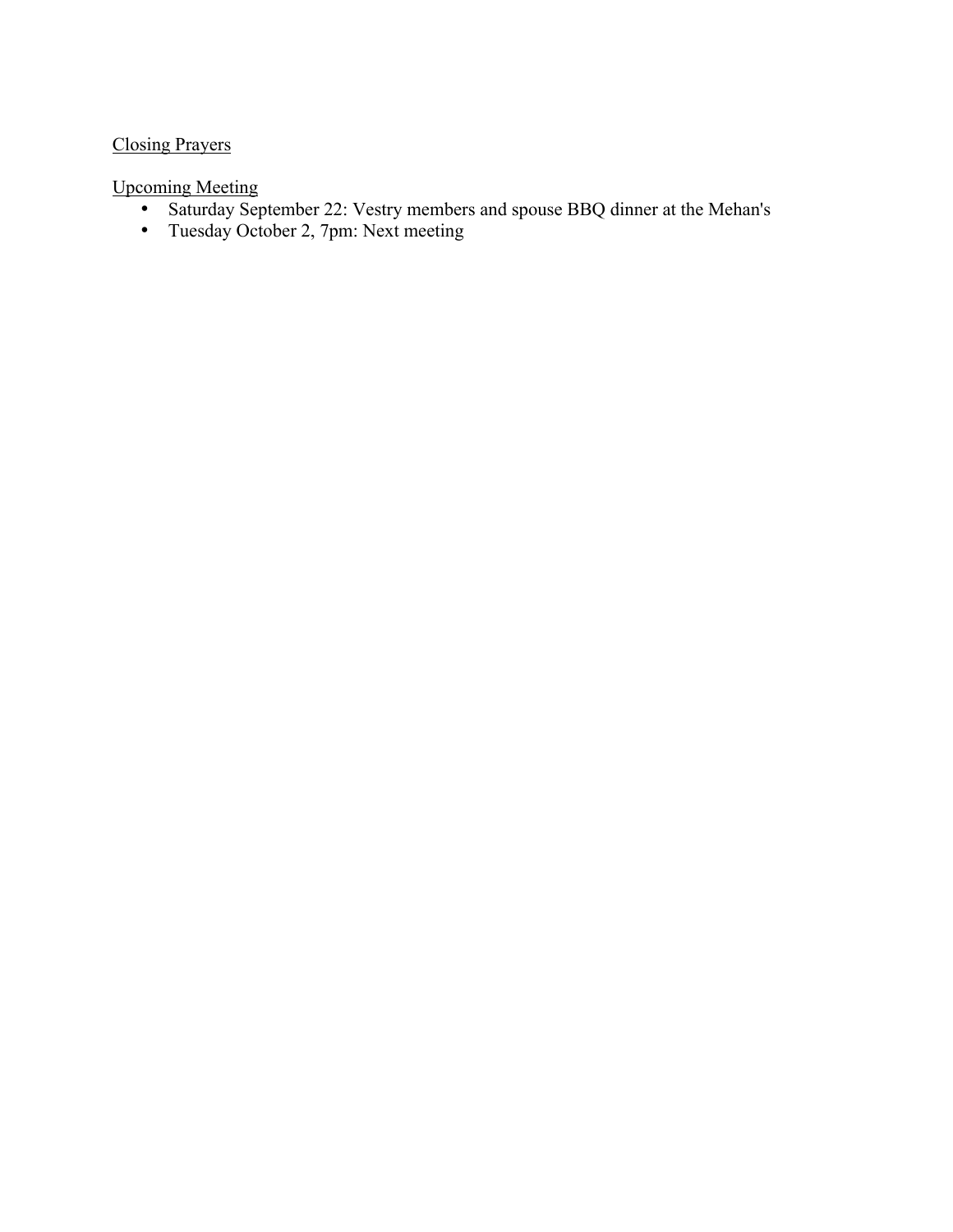Closing Prayers

Upcoming Meeting

- Saturday September 22: Vestry members and spouse BBQ dinner at the Mehan's
- Tuesday October 2, 7pm: Next meeting